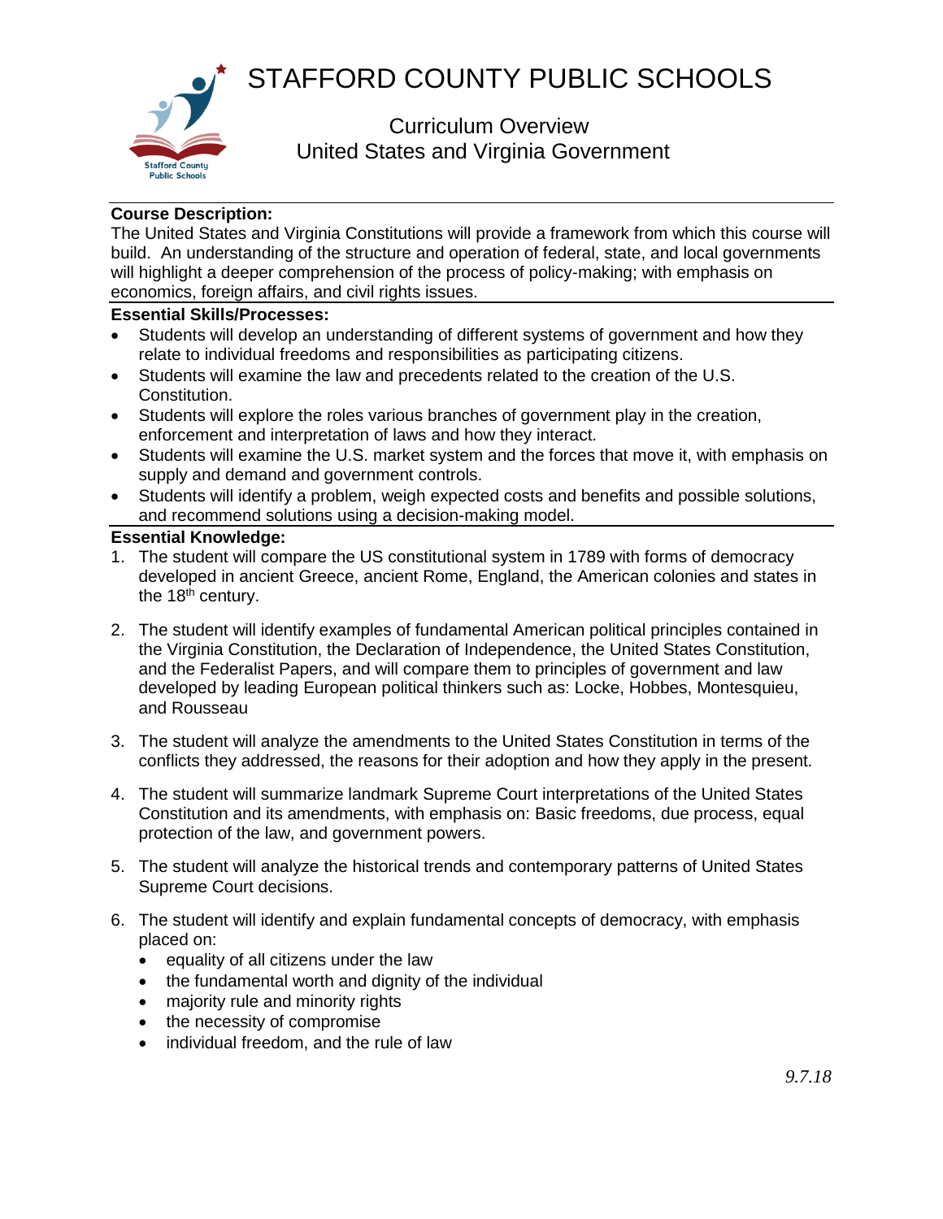# STAFFORD COUNTY PUBLIC SCHOOLS

## Curriculum Overview
## United States and Virginia Government

**Course Description:**

The United States and Virginia Constitutions will provide a framework from which this course will build. An understanding of the structure and operation of federal, state, and local governments will highlight a deeper comprehension of the process of policy-making; with emphasis on economics, foreign affairs, and civil rights issues.

**Essential Skills/Processes:**

- Students will develop an understanding of different systems of government and how they relate to individual freedoms and responsibilities as participating citizens.
- Students will examine the law and precedents related to the creation of the U.S. Constitution.
- Students will explore the roles various branches of government play in the creation, enforcement and interpretation of laws and how they interact.
- Students will examine the U.S. market system and the forces that move it, with emphasis on supply and demand and government controls.
- Students will identify a problem, weigh expected costs and benefits and possible solutions, and recommend solutions using a decision-making model.

**Essential Knowledge:**

1. The student will compare the US constitutional system in 1789 with forms of democracy developed in ancient Greece, ancient Rome, England, the American colonies and states in the 18th century.

2. The student will identify examples of fundamental American political principles contained in the Virginia Constitution, the Declaration of Independence, the United States Constitution, and the Federalist Papers, and will compare them to principles of government and law developed by leading European political thinkers such as: Locke, Hobbes, Montesquieu, and Rousseau

3. The student will analyze the amendments to the United States Constitution in terms of the conflicts they addressed, the reasons for their adoption and how they apply in the present.

4. The student will summarize landmark Supreme Court interpretations of the United States Constitution and its amendments, with emphasis on: Basic freedoms, due process, equal protection of the law, and government powers.

5. The student will analyze the historical trends and contemporary patterns of United States Supreme Court decisions.

6. The student will identify and explain fundamental concepts of democracy, with emphasis placed on:
   - equality of all citizens under the law
   - the fundamental worth and dignity of the individual
   - majority rule and minority rights
   - the necessity of compromise
   - individual freedom, and the rule of law

*9.7.18*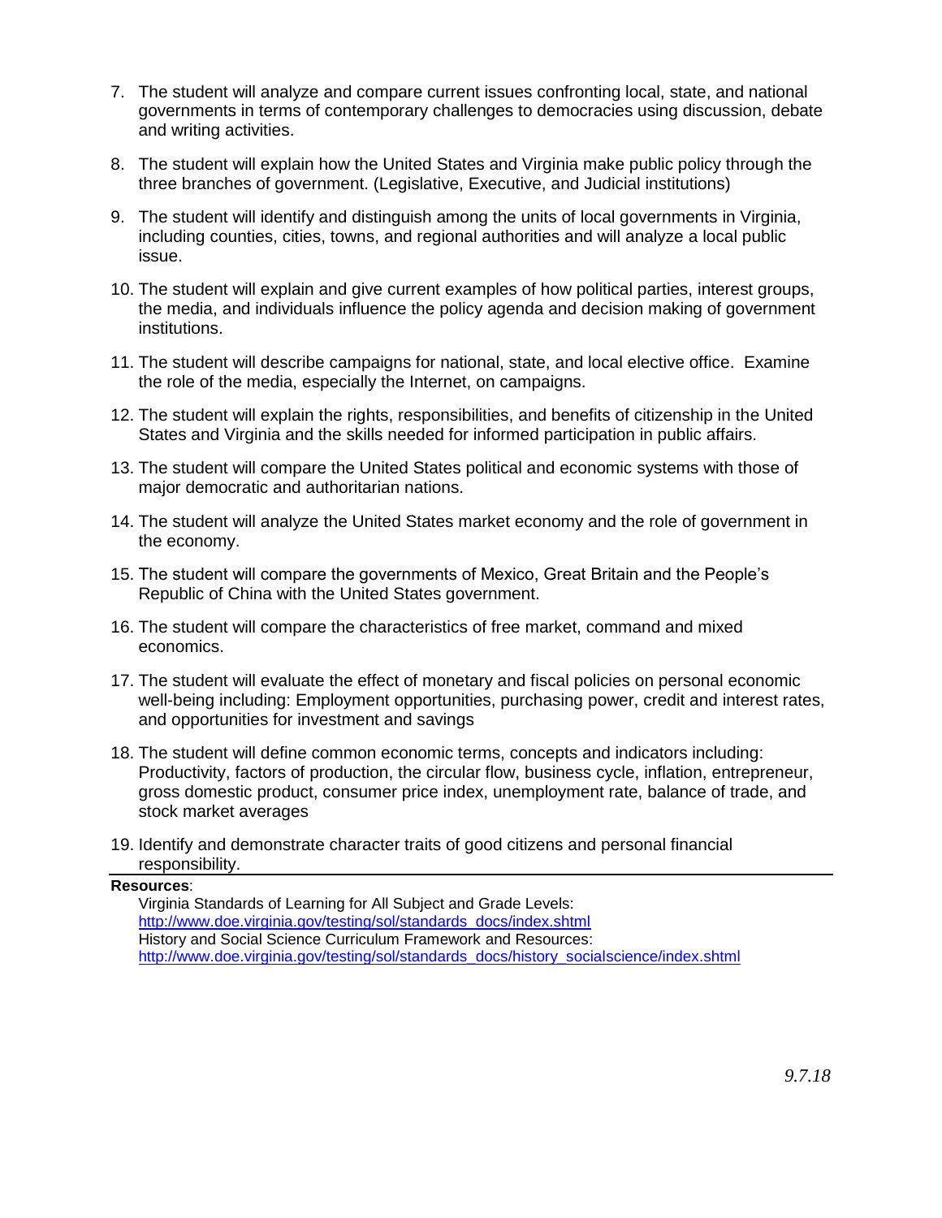7. The student will analyze and compare current issues confronting local, state, and national governments in terms of contemporary challenges to democracies using discussion, debate and writing activities.

8. The student will explain how the United States and Virginia make public policy through the three branches of government. (Legislative, Executive, and Judicial institutions)

9. The student will identify and distinguish among the units of local governments in Virginia, including counties, cities, towns, and regional authorities and will analyze a local public issue.

10. The student will explain and give current examples of how political parties, interest groups, the media, and individuals influence the policy agenda and decision making of government institutions.

11. The student will describe campaigns for national, state, and local elective office. Examine the role of the media, especially the Internet, on campaigns.

12. The student will explain the rights, responsibilities, and benefits of citizenship in the United States and Virginia and the skills needed for informed participation in public affairs.

13. The student will compare the United States political and economic systems with those of major democratic and authoritarian nations.

14. The student will analyze the United States market economy and the role of government in the economy.

15. The student will compare the governments of Mexico, Great Britain and the People's Republic of China with the United States government.

16. The student will compare the characteristics of free market, command and mixed economics.

17. The student will evaluate the effect of monetary and fiscal policies on personal economic well-being including: Employment opportunities, purchasing power, credit and interest rates, and opportunities for investment and savings

18. The student will define common economic terms, concepts and indicators including: Productivity, factors of production, the circular flow, business cycle, inflation, entrepreneur, gross domestic product, consumer price index, unemployment rate, balance of trade, and stock market averages

19. Identify and demonstrate character traits of good citizens and personal financial responsibility.

---

**Resources**:

Virginia Standards of Learning for All Subject and Grade Levels:
http://www.doe.virginia.gov/testing/sol/standards_docs/index.shtml
History and Social Science Curriculum Framework and Resources:
http://www.doe.virginia.gov/testing/sol/standards_docs/history_socialscience/index.shtml

*9.7.18*